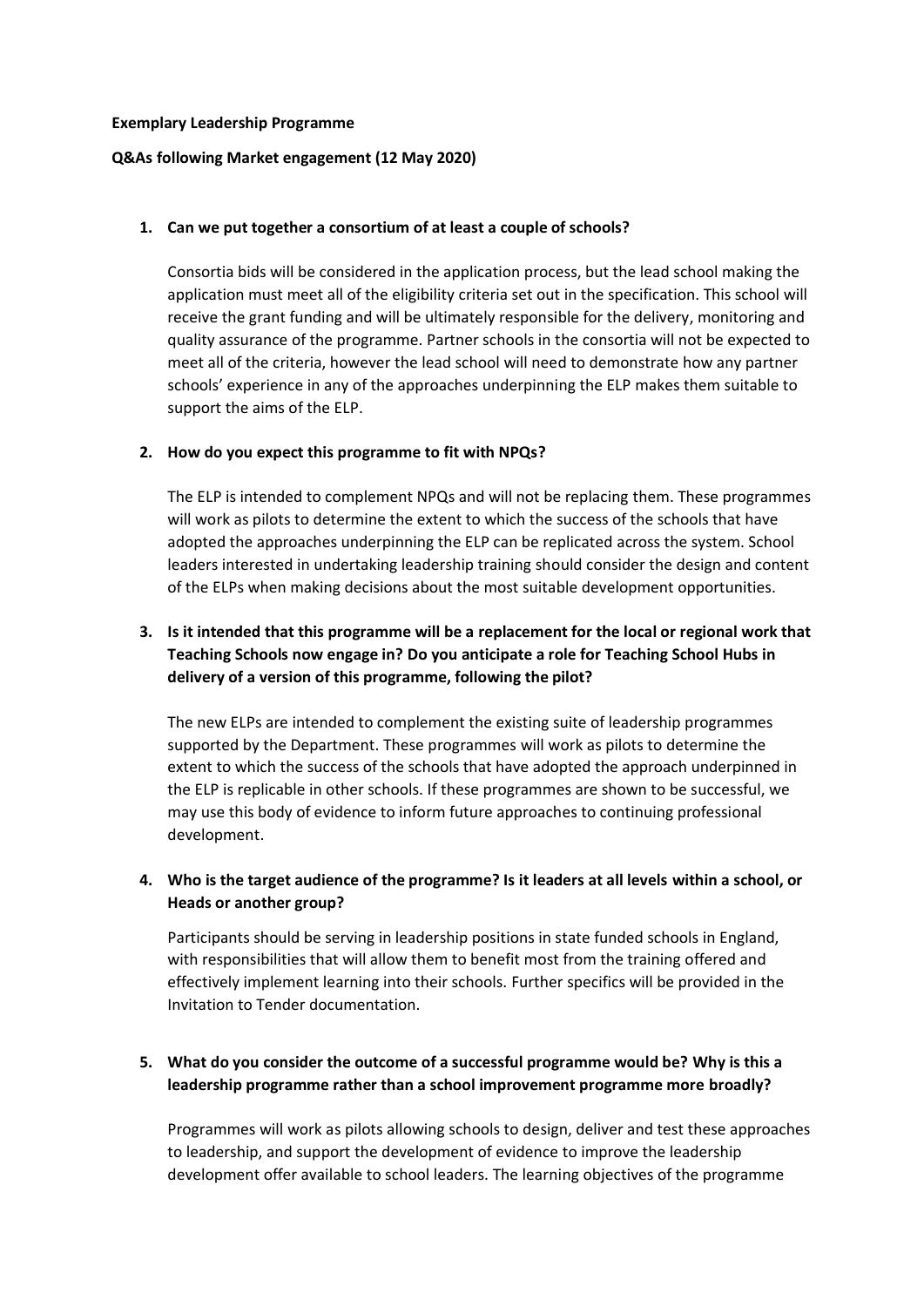**Exemplary Leadership Programme**

**Q&As following Market engagement (12 May 2020)**

1. **Can we put together a consortium of at least a couple of schools?**

   Consortia bids will be considered in the application process, but the lead school making the application must meet all of the eligibility criteria set out in the specification. This school will receive the grant funding and will be ultimately responsible for the delivery, monitoring and quality assurance of the programme. Partner schools in the consortia will not be expected to meet all of the criteria, however the lead school will need to demonstrate how any partner schools' experience in any of the approaches underpinning the ELP makes them suitable to support the aims of the ELP.

2. **How do you expect this programme to fit with NPQs?**

   The ELP is intended to complement NPQs and will not be replacing them. These programmes will work as pilots to determine the extent to which the success of the schools that have adopted the approaches underpinning the ELP can be replicated across the system. School leaders interested in undertaking leadership training should consider the design and content of the ELPs when making decisions about the most suitable development opportunities.

3. **Is it intended that this programme will be a replacement for the local or regional work that Teaching Schools now engage in? Do you anticipate a role for Teaching School Hubs in delivery of a version of this programme, following the pilot?**

   The new ELPs are intended to complement the existing suite of leadership programmes supported by the Department. These programmes will work as pilots to determine the extent to which the success of the schools that have adopted the approach underpinned in the ELP is replicable in other schools. If these programmes are shown to be successful, we may use this body of evidence to inform future approaches to continuing professional development.

4. **Who is the target audience of the programme? Is it leaders at all levels within a school, or Heads or another group?**

   Participants should be serving in leadership positions in state funded schools in England, with responsibilities that will allow them to benefit most from the training offered and effectively implement learning into their schools. Further specifics will be provided in the Invitation to Tender documentation.

5. **What do you consider the outcome of a successful programme would be? Why is this a leadership programme rather than a school improvement programme more broadly?**

   Programmes will work as pilots allowing schools to design, deliver and test these approaches to leadership, and support the development of evidence to improve the leadership development offer available to school leaders. The learning objectives of the programme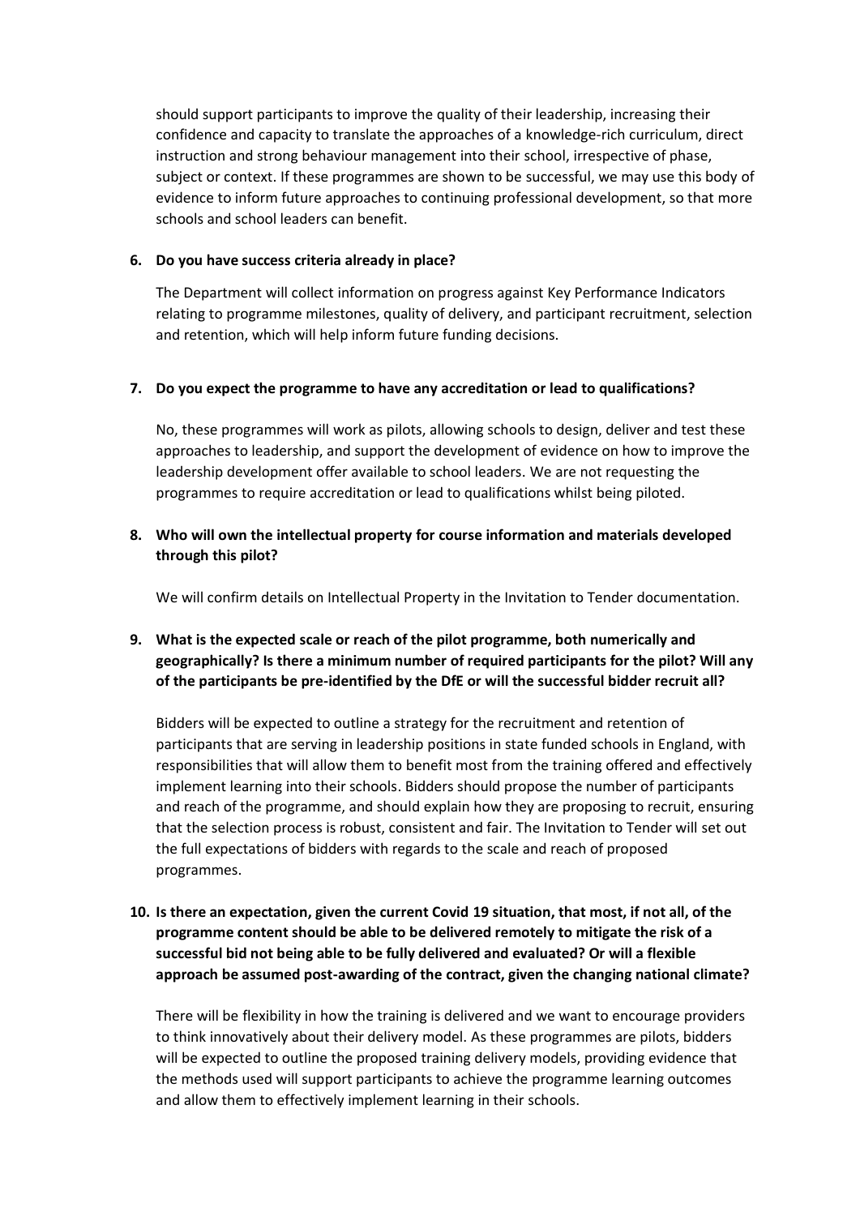should support participants to improve the quality of their leadership, increasing their confidence and capacity to translate the approaches of a knowledge-rich curriculum, direct instruction and strong behaviour management into their school, irrespective of phase, subject or context. If these programmes are shown to be successful, we may use this body of evidence to inform future approaches to continuing professional development, so that more schools and school leaders can benefit.

**6. Do you have success criteria already in place?**

The Department will collect information on progress against Key Performance Indicators relating to programme milestones, quality of delivery, and participant recruitment, selection and retention, which will help inform future funding decisions.

**7. Do you expect the programme to have any accreditation or lead to qualifications?**

No, these programmes will work as pilots, allowing schools to design, deliver and test these approaches to leadership, and support the development of evidence on how to improve the leadership development offer available to school leaders. We are not requesting the programmes to require accreditation or lead to qualifications whilst being piloted.

**8. Who will own the intellectual property for course information and materials developed through this pilot?**

We will confirm details on Intellectual Property in the Invitation to Tender documentation.

**9. What is the expected scale or reach of the pilot programme, both numerically and geographically? Is there a minimum number of required participants for the pilot? Will any of the participants be pre-identified by the DfE or will the successful bidder recruit all?**

Bidders will be expected to outline a strategy for the recruitment and retention of participants that are serving in leadership positions in state funded schools in England, with responsibilities that will allow them to benefit most from the training offered and effectively implement learning into their schools. Bidders should propose the number of participants and reach of the programme, and should explain how they are proposing to recruit, ensuring that the selection process is robust, consistent and fair. The Invitation to Tender will set out the full expectations of bidders with regards to the scale and reach of proposed programmes.

**10. Is there an expectation, given the current Covid 19 situation, that most, if not all, of the programme content should be able to be delivered remotely to mitigate the risk of a successful bid not being able to be fully delivered and evaluated? Or will a flexible approach be assumed post-awarding of the contract, given the changing national climate?**

There will be flexibility in how the training is delivered and we want to encourage providers to think innovatively about their delivery model. As these programmes are pilots, bidders will be expected to outline the proposed training delivery models, providing evidence that the methods used will support participants to achieve the programme learning outcomes and allow them to effectively implement learning in their schools.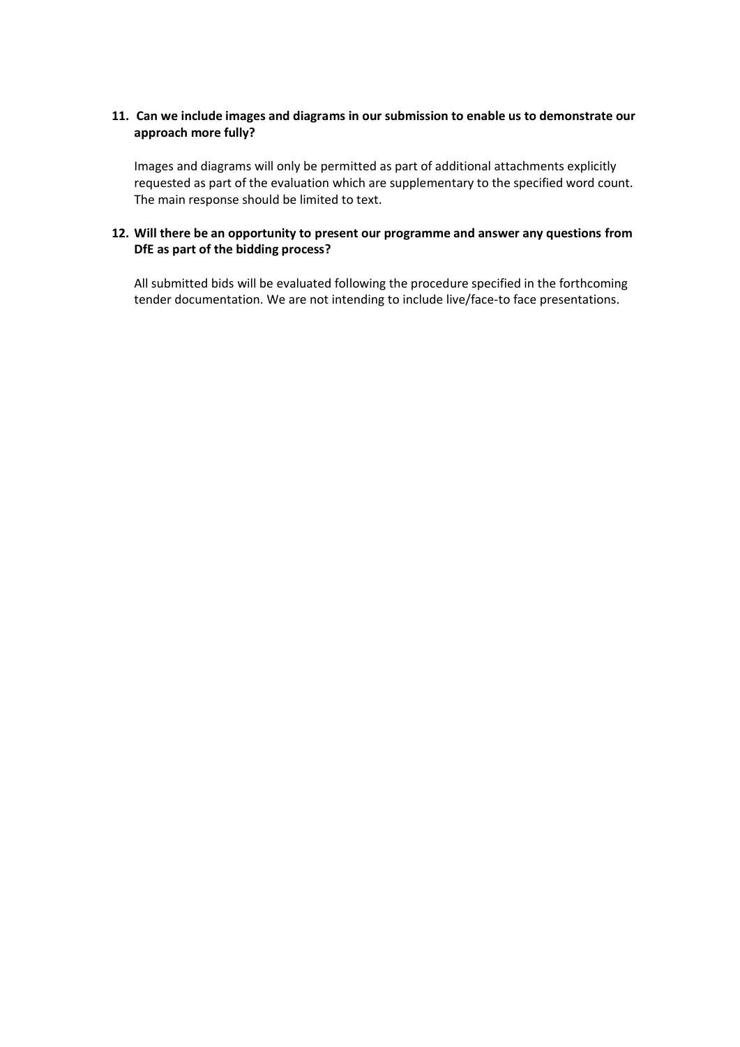11. **Can we include images and diagrams in our submission to enable us to demonstrate our approach more fully?**

    Images and diagrams will only be permitted as part of additional attachments explicitly requested as part of the evaluation which are supplementary to the specified word count. The main response should be limited to text.

12. **Will there be an opportunity to present our programme and answer any questions from DfE as part of the bidding process?**

    All submitted bids will be evaluated following the procedure specified in the forthcoming tender documentation. We are not intending to include live/face-to face presentations.